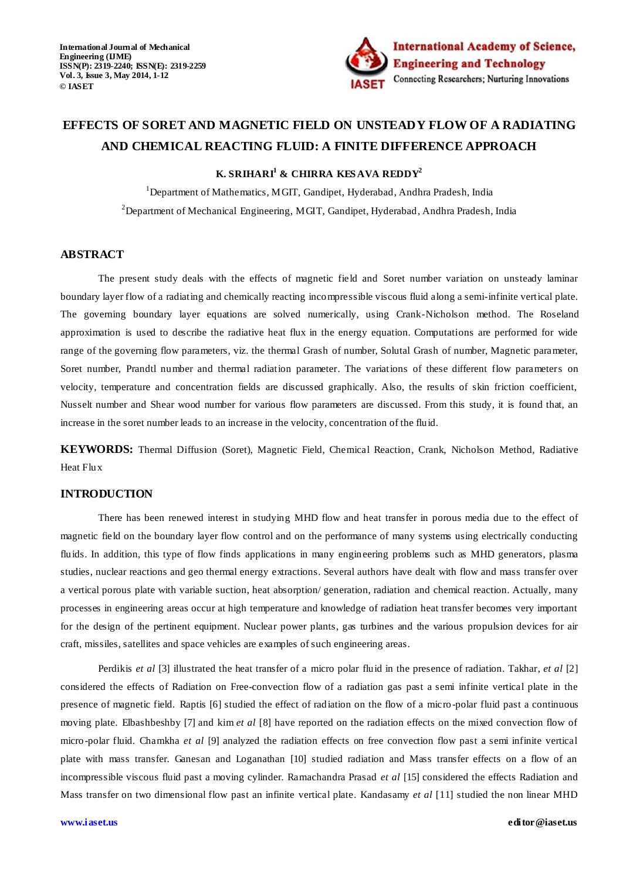# EFFECTS OF SORET AND MAGNETIC FIELD ON UNSTEADY FLOW OF A RADIATING AND CHEMICAL REACTING FLUID: A FINITE DIFFERENCE APPROACH

**K. SRIHARI[1] & CHIRRA KESAVA REDDY[2]**

[1]Department of Mathematics, MGIT, Gandipet, Hyderabad, Andhra Pradesh, India

[2]Department of Mechanical Engineering, MGIT, Gandipet, Hyderabad, Andhra Pradesh, India

## ABSTRACT

The present study deals with the effects of magnetic field and Soret number variation on unsteady laminar boundary layer flow of a radiating and chemically reacting incompressible viscous fluid along a semi-infinite vertical plate. The governing boundary layer equations are solved numerically, using Crank-Nicholson method. The Roseland approximation is used to describe the radiative heat flux in the energy equation. Computations are performed for wide range of the governing flow parameters, viz. the thermal Grash of number, Solutal Grash of number, Magnetic parameter, Soret number, Prandtl number and thermal radiation parameter. The variations of these different flow parameters on velocity, temperature and concentration fields are discussed graphically. Also, the results of skin friction coefficient, Nusselt number and Shear wood number for various flow parameters are discussed. From this study, it is found that, an increase in the soret number leads to an increase in the velocity, concentration of the fluid.

**KEYWORDS:** Thermal Diffusion (Soret), Magnetic Field, Chemical Reaction, Crank, Nicholson Method, Radiative Heat Flux

## INTRODUCTION

There has been renewed interest in studying MHD flow and heat transfer in porous media due to the effect of magnetic field on the boundary layer flow control and on the performance of many systems using electrically conducting fluids. In addition, this type of flow finds applications in many engineering problems such as MHD generators, plasma studies, nuclear reactions and geo thermal energy extractions. Several authors have dealt with flow and mass transfer over a vertical porous plate with variable suction, heat absorption/ generation, radiation and chemical reaction. Actually, many processes in engineering areas occur at high temperature and knowledge of radiation heat transfer becomes very important for the design of the pertinent equipment. Nuclear power plants, gas turbines and the various propulsion devices for air craft, missiles, satellites and space vehicles are examples of such engineering areas.

Perdikis *et al* [3] illustrated the heat transfer of a micro polar fluid in the presence of radiation. Takhar, *et al* [2] considered the effects of Radiation on Free-convection flow of a radiation gas past a semi infinite vertical plate in the presence of magnetic field. Raptis [6] studied the effect of radiation on the flow of a micro-polar fluid past a continuous moving plate. Elbashbeshby [7] and kim *et al* [8] have reported on the radiation effects on the mixed convection flow of micro-polar fluid. Chamkha *et al* [9] analyzed the radiation effects on free convection flow past a semi infinite vertical plate with mass transfer. Ganesan and Loganathan [10] studied radiation and Mass transfer effects on a flow of an incompressible viscous fluid past a moving cylinder. Ramachandra Prasad *et al* [15] considered the effects Radiation and Mass transfer on two dimensional flow past an infinite vertical plate. Kandasamy *et al* [11] studied the non linear MHD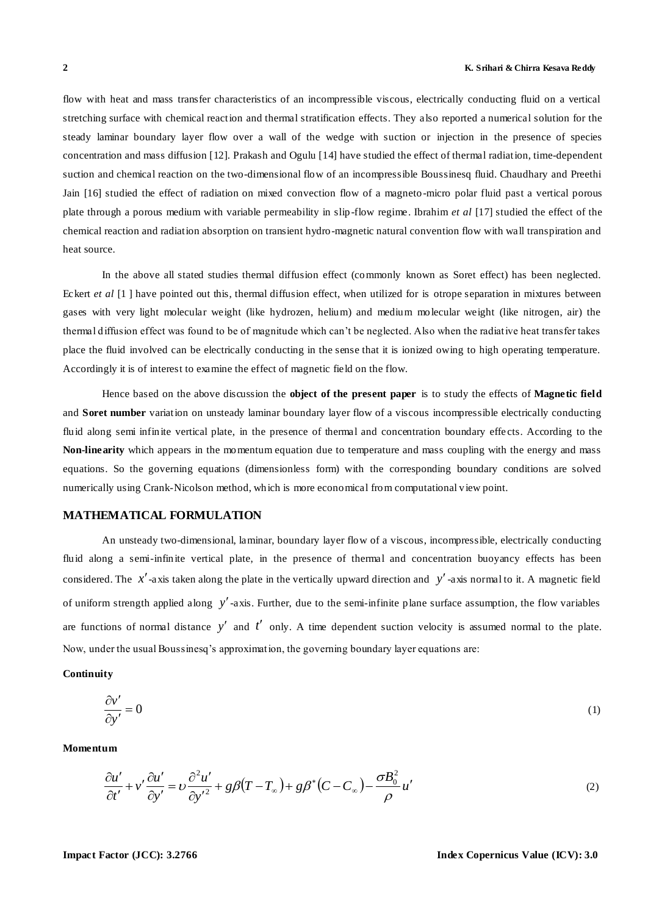flow with heat and mass transfer characteristics of an incompressible viscous, electrically conducting fluid on a vertical stretching surface with chemical reaction and thermal stratification effects. They also reported a numerical solution for the steady laminar boundary layer flow over a wall of the wedge with suction or injection in the presence of species concentration and mass diffusion [12]. Prakash and Ogulu [14] have studied the effect of thermal radiation, time-dependent suction and chemical reaction on the two-dimensional flow of an incompressible Boussinesq fluid. Chaudhary and Preethi Jain [16] studied the effect of radiation on mixed convection flow of a magneto-micro polar fluid past a vertical porous plate through a porous medium with variable permeability in slip-flow regime. Ibrahim *et al* [17] studied the effect of the chemical reaction and radiation absorption on transient hydro-magnetic natural convention flow with wall transpiration and heat source.

In the above all stated studies thermal diffusion effect (commonly known as Soret effect) has been neglected. Eckert *et al* [1 ] have pointed out this, thermal diffusion effect, when utilized for is otrope separation in mixtures between gases with very light molecular weight (like hydrozen, helium) and medium molecular weight (like nitrogen, air) the thermal diffusion effect was found to be of magnitude which can't be neglected. Also when the radiative heat transfer takes place the fluid involved can be electrically conducting in the sense that it is ionized owing to high operating temperature. Accordingly it is of interest to examine the effect of magnetic field on the flow.

Hence based on the above discussion the **object of the present paper** is to study the effects of **Magnetic field** and **Soret number** variation on unsteady laminar boundary layer flow of a viscous incompressible electrically conducting fluid along semi infinite vertical plate, in the presence of thermal and concentration boundary effects. According to the **Non-linearity** which appears in the momentum equation due to temperature and mass coupling with the energy and mass equations. So the governing equations (dimensionless form) with the corresponding boundary conditions are solved numerically using Crank-Nicolson method, which is more economical from computational view point.

## MATHEMATICAL FORMULATION

An unsteady two-dimensional, laminar, boundary layer flow of a viscous, incompressible, electrically conducting fluid along a semi-infinite vertical plate, in the presence of thermal and concentration buoyancy effects has been considered. The $x'$-axis taken along the plate in the vertically upward direction and $y'$-axis normal to it. A magnetic field of uniform strength applied along $y'$-axis. Further, due to the semi-infinite plane surface assumption, the flow variables are functions of normal distance $y'$ and $t'$ only. A time dependent suction velocity is assumed normal to the plate. Now, under the usual Boussinesq's approximation, the governing boundary layer equations are:

**Continuity**

$$\frac{\partial v'}{\partial y'} = 0 \tag{1}$$

**Momentum**

$$\frac{\partial u'}{\partial t'} + v'\frac{\partial u'}{\partial y'} = \upsilon \frac{\partial^2 u'}{\partial y'^2} + g\beta(T - T_\infty) + g\beta^*(C - C_\infty) - \frac{\sigma B_0^2}{\rho}u' \tag{2}$$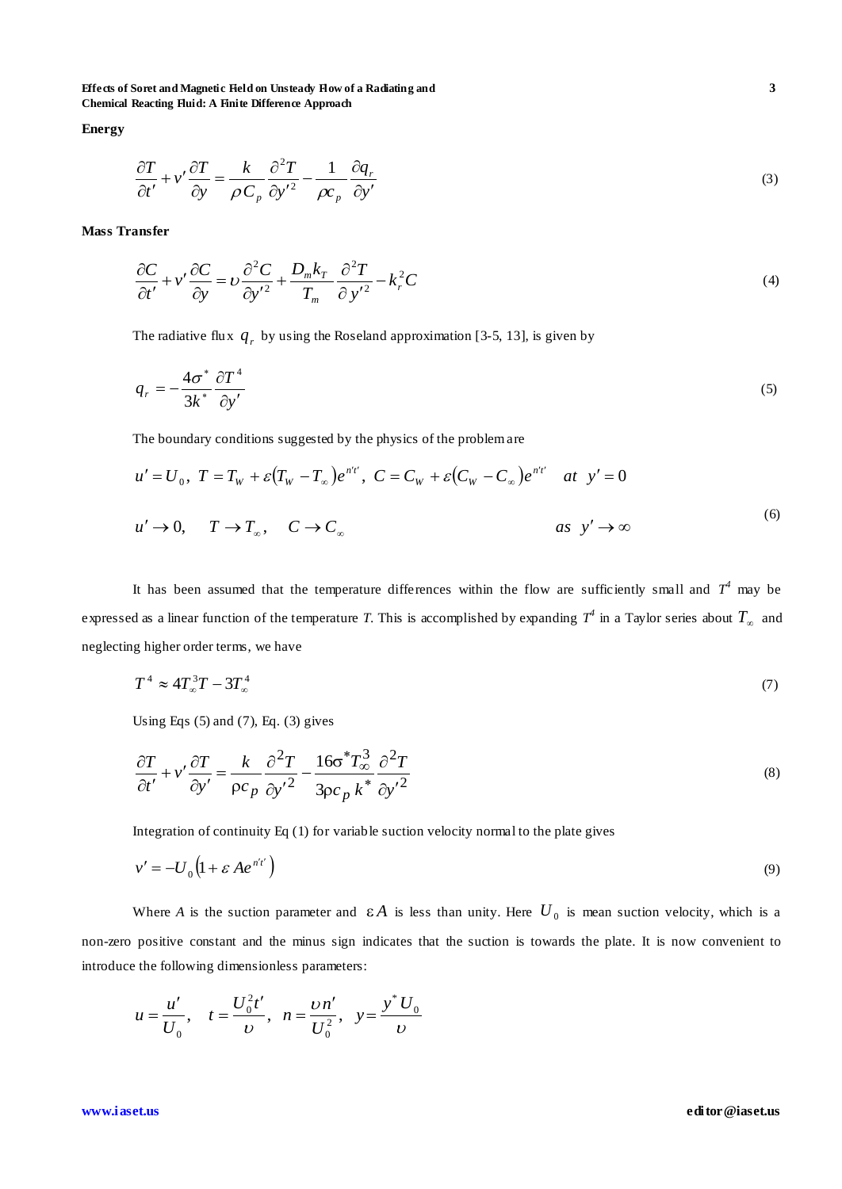**Energy**

$$\frac{\partial T}{\partial t'} + v' \frac{\partial T}{\partial y} = \frac{k}{\rho C_p} \frac{\partial^2 T}{\partial y'^2} - \frac{1}{\rho c_p} \frac{\partial q_r}{\partial y'} \tag{3}$$

**Mass Transfer**

$$\frac{\partial C}{\partial t'} + v' \frac{\partial C}{\partial y} = \upsilon \frac{\partial^2 C}{\partial y'^2} + \frac{D_m k_T}{T_m} \frac{\partial^2 T}{\partial y'^2} - k_r^2 C \tag{4}$$

The radiative flux $q_r$ by using the Roseland approximation [3-5, 13], is given by

$$q_r = -\frac{4\sigma^*}{3k^*} \frac{\partial T^4}{\partial y'} \tag{5}$$

The boundary conditions suggested by the physics of the problem are

$$\begin{aligned} &u' = U_0,\ T = T_W + \varepsilon (T_W - T_\infty) e^{n't'},\ C = C_W + \varepsilon (C_W - C_\infty) e^{n't'} \quad at \ \ y' = 0 \\ &u' \to 0, \quad T \to T_\infty, \quad C \to C_\infty \qquad\qquad as \ \ y' \to \infty \end{aligned} \tag{6}$$

It has been assumed that the temperature differences within the flow are sufficiently small and $T^4$ may be expressed as a linear function of the temperature $T$. This is accomplished by expanding $T^4$ in a Taylor series about $T_\infty$ and neglecting higher order terms, we have

$$T^4 \approx 4T_\infty^3 T - 3T_\infty^4 \tag{7}$$

Using Eqs (5) and (7), Eq. (3) gives

$$\frac{\partial T}{\partial t'} + v' \frac{\partial T}{\partial y'} = \frac{k}{\rho c_p} \frac{\partial^2 T}{\partial y'^2} - \frac{16\sigma^* T_\infty^3}{3\rho c_p k^*} \frac{\partial^2 T}{\partial y'^2} \tag{8}$$

Integration of continuity Eq (1) for variable suction velocity normal to the plate gives

$$v' = -U_0 \left(1 + \varepsilon A e^{n't'}\right) \tag{9}$$

Where $A$ is the suction parameter and $\varepsilon A$ is less than unity. Here $U_0$ is mean suction velocity, which is a non-zero positive constant and the minus sign indicates that the suction is towards the plate. It is now convenient to introduce the following dimensionless parameters:

$$u = \frac{u'}{U_0}, \quad t = \frac{U_0^2 t'}{\upsilon}, \quad n = \frac{\upsilon n'}{U_0^2}, \quad y = \frac{y^* U_0}{\upsilon}$$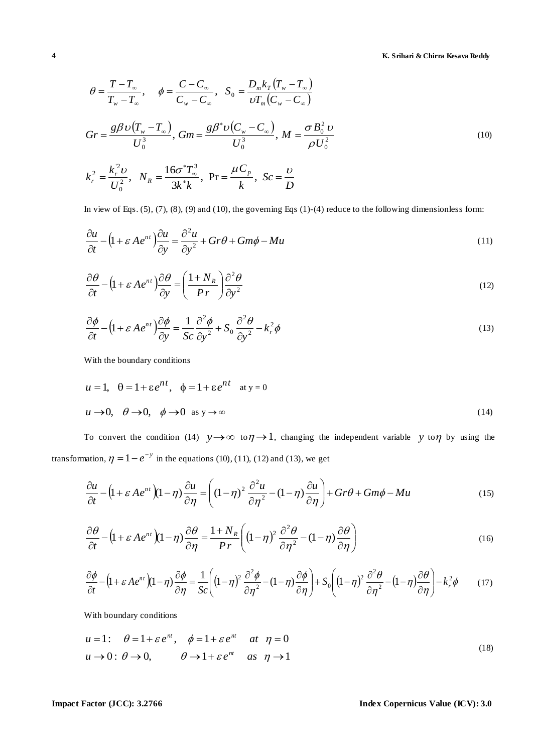$$\theta = \frac{T - T_\infty}{T_w - T_\infty}, \quad \phi = \frac{C - C_\infty}{C_w - C_\infty}, \quad S_0 = \frac{D_m k_T (T_w - T_\infty)}{\upsilon T_m (C_w - C_\infty)}$$

$$Gr = \frac{g\beta \upsilon (T_w - T_\infty)}{U_0^3}, \; Gm = \frac{g\beta^* \upsilon (C_w - C_\infty)}{U_0^3}, \; M = \frac{\sigma B_0^2 \upsilon}{\rho U_0^2} \tag{10}$$

$$k_r^2 = \frac{k_r^{'2} \upsilon}{U_0^2}, \quad N_R = \frac{16\sigma^* T_\infty^3}{3k^* k}, \; \Pr = \frac{\mu C_p}{k}, \; Sc = \frac{\upsilon}{D}$$

In view of Eqs. (5), (7), (8), (9) and (10), the governing Eqs (1)-(4) reduce to the following dimensionless form:

$$\frac{\partial u}{\partial t} - \left(1 + \varepsilon A e^{nt}\right)\frac{\partial u}{\partial y} = \frac{\partial^2 u}{\partial y^2} + Gr\theta + Gm\phi - Mu \tag{11}$$

$$\frac{\partial \theta}{\partial t} - \left(1 + \varepsilon A e^{nt}\right)\frac{\partial \theta}{\partial y} = \left(\frac{1 + N_R}{Pr}\right)\frac{\partial^2 \theta}{\partial y^2} \tag{12}$$

$$\frac{\partial \phi}{\partial t} - \left(1 + \varepsilon A e^{nt}\right)\frac{\partial \phi}{\partial y} = \frac{1}{Sc}\frac{\partial^2 \phi}{\partial y^2} + S_0 \frac{\partial^2 \theta}{\partial y^2} - k_r^2 \phi \tag{13}$$

With the boundary conditions

$$u = 1, \quad \theta = 1 + \varepsilon e^{nt}, \quad \phi = 1 + \varepsilon e^{nt} \quad \text{at y = 0}$$

$$u \to 0, \quad \theta \to 0, \quad \phi \to 0 \quad \text{as y} \to \infty \tag{14}$$

To convert the condition (14) $y \to \infty$ to $\eta \to 1$, changing the independent variable $y$ to $\eta$ by using the transformation, $\eta = 1 - e^{-y}$ in the equations (10), (11), (12) and (13), we get

$$\frac{\partial u}{\partial t} - \left(1 + \varepsilon A e^{nt}\right)(1-\eta)\frac{\partial u}{\partial \eta} = \left((1-\eta)^2 \frac{\partial^2 u}{\partial \eta^2} - (1-\eta)\frac{\partial u}{\partial \eta}\right) + Gr\theta + Gm\phi - Mu \tag{15}$$

$$\frac{\partial \theta}{\partial t} - \left(1 + \varepsilon A e^{nt}\right)(1-\eta)\frac{\partial \theta}{\partial \eta} = \frac{1 + N_R}{Pr}\left((1-\eta)^2 \frac{\partial^2 \theta}{\partial \eta^2} - (1-\eta)\frac{\partial \theta}{\partial \eta}\right) \tag{16}$$

$$\frac{\partial \phi}{\partial t} - \left(1 + \varepsilon A e^{nt}\right)(1-\eta)\frac{\partial \phi}{\partial \eta} = \frac{1}{Sc}\left((1-\eta)^2 \frac{\partial^2 \phi}{\partial \eta^2} - (1-\eta)\frac{\partial \phi}{\partial \eta}\right) + S_0\left((1-\eta)^2 \frac{\partial^2 \theta}{\partial \eta^2} - (1-\eta)\frac{\partial \theta}{\partial \eta}\right) - k_r^2 \phi \tag{17}$$

With boundary conditions

$$\begin{aligned} &u = 1: \quad \theta = 1 + \varepsilon e^{nt}, \quad \phi = 1 + \varepsilon e^{nt} \quad at \;\; \eta = 0 \\ &u \to 0: \; \theta \to 0, \qquad \theta \to 1 + \varepsilon e^{nt} \quad as \;\; \eta \to 1 \end{aligned} \tag{18}$$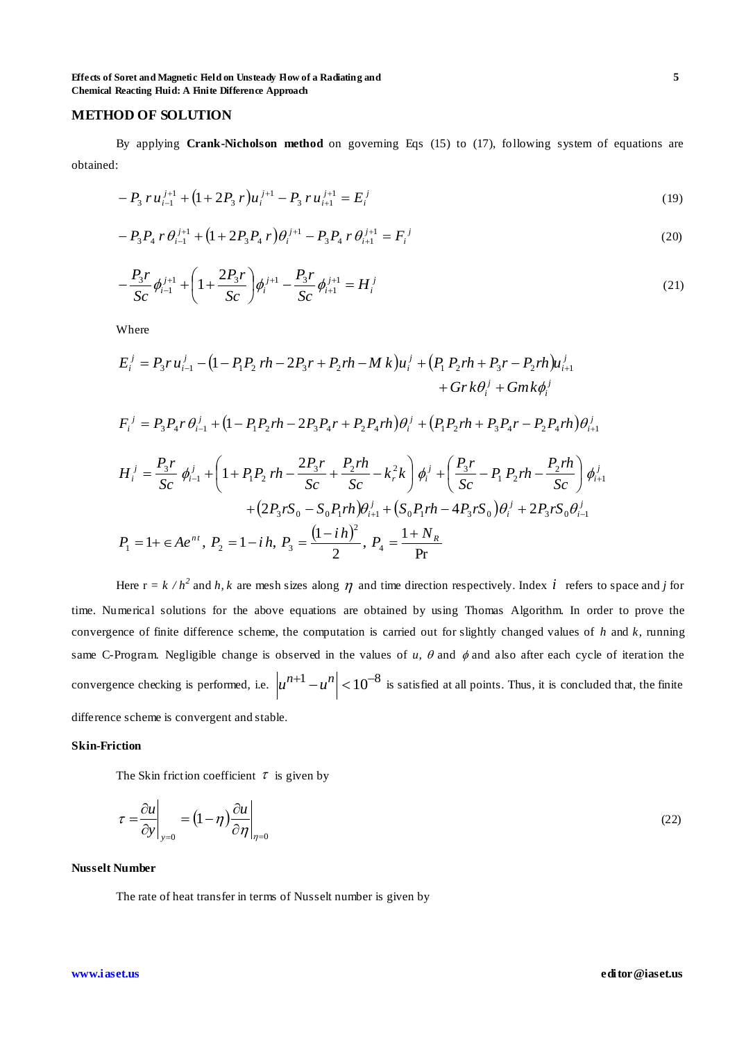## METHOD OF SOLUTION

By applying **Crank-Nicholson method** on governing Eqs (15) to (17), following system of equations are obtained:

$$-P_3\, r\, u_{i-1}^{j+1} + (1 + 2P_3\, r) u_i^{j+1} - P_3\, r\, u_{i+1}^{j+1} = E_i^j \tag{19}$$

$$-P_3 P_4\, r\, \theta_{i-1}^{j+1} + (1 + 2P_3 P_4\, r)\theta_i^{j+1} - P_3 P_4\, r\, \theta_{i+1}^{j+1} = F_i^j \tag{20}$$

$$-\frac{P_3 r}{Sc}\phi_{i-1}^{j+1} + \left(1 + \frac{2P_3 r}{Sc}\right)\phi_i^{j+1} - \frac{P_3 r}{Sc}\phi_{i+1}^{j+1} = H_i^j \tag{21}$$

Where

$$E_i^j = P_3 r\, u_{i-1}^j - (1 - P_1 P_2\, rh - 2P_3 r + P_2 rh - M\, k) u_i^j + (P_1\, P_2 rh + P_3 r - P_2 rh) u_{i+1}^j + Gr\, k \theta_i^j + Gm k \phi_i^j$$

$$F_i^j = P_3 P_4 r\, \theta_{i-1}^j + (1 - P_1 P_2 rh - 2P_3 P_4 r + P_2 P_4 rh)\theta_i^j + (P_1 P_2 rh + P_3 P_4 r - P_2 P_4 rh)\theta_{i+1}^j$$

$$H_i^j = \frac{P_3 r}{Sc}\,\phi_{i-1}^j + \left(1 + P_1 P_2\, rh - \frac{2P_3 r}{Sc} + \frac{P_2 rh}{Sc} - k_r^2 k\right)\phi_i^j + \left(\frac{P_3 r}{Sc} - P_1\, P_2 rh - \frac{P_2 rh}{Sc}\right)\phi_{i+1}^j + (2P_3 r S_0 - S_0 P_1 rh)\theta_{i+1}^j + (S_0 P_1 rh - 4P_3 r S_0)\theta_i^j + 2P_3 r S_0 \theta_{i-1}^j$$

$$P_1 = 1 + \in Ae^{nt},\ P_2 = 1 - i\, h,\ P_3 = \frac{(1 - i\, h)^2}{2},\ P_4 = \frac{1 + N_R}{\Pr}$$

Here $r = k / h^2$ and $h, k$ are mesh sizes along $\eta$ and time direction respectively. Index $i$ refers to space and $j$ for time. Numerical solutions for the above equations are obtained by using Thomas Algorithm. In order to prove the convergence of finite difference scheme, the computation is carried out for slightly changed values of $h$ and $k$, running same C-Program. Negligible change is observed in the values of $u$, $\theta$ and $\phi$ and also after each cycle of iteration the convergence checking is performed, i.e. $\left|u^{n+1} - u^n\right| < 10^{-8}$ is satisfied at all points. Thus, it is concluded that, the finite difference scheme is convergent and stable.

### Skin-Friction

The Skin friction coefficient $\tau$ is given by

$$\tau = \left.\frac{\partial u}{\partial y}\right|_{y=0} = (1 - \eta)\left.\frac{\partial u}{\partial \eta}\right|_{\eta=0} \tag{22}$$

### Nusselt Number

The rate of heat transfer in terms of Nusselt number is given by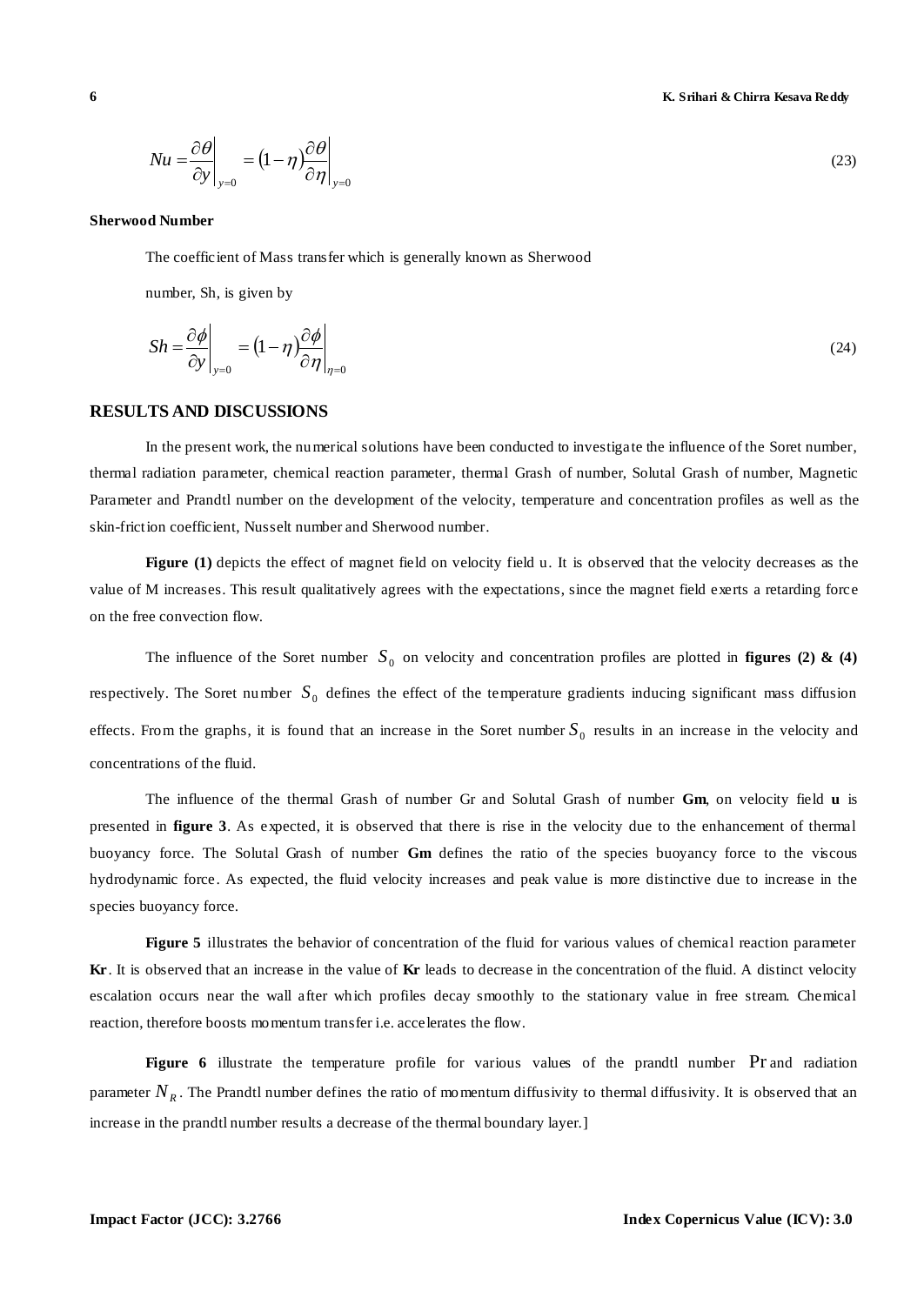$$Nu = \frac{\partial \theta}{\partial y}\bigg|_{y=0} = (1-\eta)\frac{\partial \theta}{\partial \eta}\bigg|_{y=0} \tag{23}$$

**Sherwood Number**

The coefficient of Mass transfer which is generally known as Sherwood number, Sh, is given by

$$Sh = \frac{\partial \phi}{\partial y}\bigg|_{y=0} = (1-\eta)\frac{\partial \phi}{\partial \eta}\bigg|_{\eta=0} \tag{24}$$

## RESULTS AND DISCUSSIONS

In the present work, the numerical solutions have been conducted to investigate the influence of the Soret number, thermal radiation parameter, chemical reaction parameter, thermal Grash of number, Solutal Grash of number, Magnetic Parameter and Prandtl number on the development of the velocity, temperature and concentration profiles as well as the skin-friction coefficient, Nusselt number and Sherwood number.

**Figure (1)** depicts the effect of magnet field on velocity field u. It is observed that the velocity decreases as the value of M increases. This result qualitatively agrees with the expectations, since the magnet field exerts a retarding force on the free convection flow.

The influence of the Soret number $S_0$ on velocity and concentration profiles are plotted in **figures (2) & (4)** respectively. The Soret number $S_0$ defines the effect of the temperature gradients inducing significant mass diffusion effects. From the graphs, it is found that an increase in the Soret number $S_0$ results in an increase in the velocity and concentrations of the fluid.

The influence of the thermal Grash of number Gr and Solutal Grash of number **Gm**, on velocity field **u** is presented in **figure 3**. As expected, it is observed that there is rise in the velocity due to the enhancement of thermal buoyancy force. The Solutal Grash of number **Gm** defines the ratio of the species buoyancy force to the viscous hydrodynamic force. As expected, the fluid velocity increases and peak value is more distinctive due to increase in the species buoyancy force.

**Figure 5** illustrates the behavior of concentration of the fluid for various values of chemical reaction parameter **Kr**. It is observed that an increase in the value of **Kr** leads to decrease in the concentration of the fluid. A distinct velocity escalation occurs near the wall after which profiles decay smoothly to the stationary value in free stream. Chemical reaction, therefore boosts momentum transfer i.e. accelerates the flow.

**Figure 6** illustrate the temperature profile for various values of the prandtl number $\Pr$ and radiation parameter $N_R$. The Prandtl number defines the ratio of momentum diffusivity to thermal diffusivity. It is observed that an increase in the prandtl number results a decrease of the thermal boundary layer.]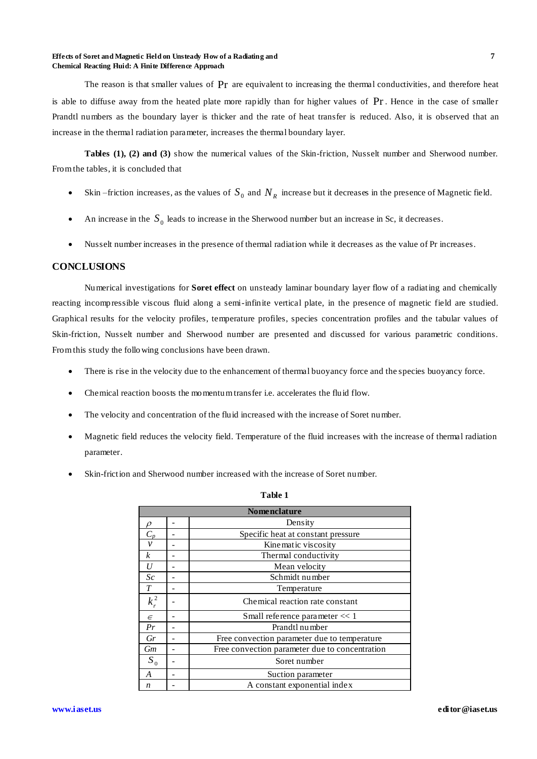The reason is that smaller values of $\Pr$ are equivalent to increasing the thermal conductivities, and therefore heat is able to diffuse away from the heated plate more rapidly than for higher values of $\Pr$. Hence in the case of smaller Prandtl numbers as the boundary layer is thicker and the rate of heat transfer is reduced. Also, it is observed that an increase in the thermal radiation parameter, increases the thermal boundary layer.

**Tables (1), (2) and (3)** show the numerical values of the Skin-friction, Nusselt number and Sherwood number. From the tables, it is concluded that

- Skin –friction increases, as the values of $S_0$ and $N_R$ increase but it decreases in the presence of Magnetic field.
- An increase in the $S_0$ leads to increase in the Sherwood number but an increase in Sc, it decreases.
- Nusselt number increases in the presence of thermal radiation while it decreases as the value of Pr increases.

## CONCLUSIONS

Numerical investigations for **Soret effect** on unsteady laminar boundary layer flow of a radiating and chemically reacting incompressible viscous fluid along a semi-infinite vertical plate, in the presence of magnetic field are studied. Graphical results for the velocity profiles, temperature profiles, species concentration profiles and the tabular values of Skin-friction, Nusselt number and Sherwood number are presented and discussed for various parametric conditions. From this study the following conclusions have been drawn.

- There is rise in the velocity due to the enhancement of thermal buoyancy force and the species buoyancy force.
- Chemical reaction boosts the momentum transfer i.e. accelerates the fluid flow.
- The velocity and concentration of the fluid increased with the increase of Soret number.
- Magnetic field reduces the velocity field. Temperature of the fluid increases with the increase of thermal radiation parameter.
- Skin-friction and Sherwood number increased with the increase of Soret number.

**Table 1**

| Nomenclature | | |
|---|---|---|
| $\rho$ | - | Density |
| $C_p$ | - | Specific heat at constant pressure |
| $\nu$ | - | Kinematic viscosity |
| $k$ | - | Thermal conductivity |
| $U$ | - | Mean velocity |
| $Sc$ | - | Schmidt number |
| $T$ | - | Temperature |
| $k_r^2$ | - | Chemical reaction rate constant |
| $\epsilon$ | - | Small reference parameter << 1 |
| $Pr$ | - | Prandtl number |
| $Gr$ | - | Free convection parameter due to temperature |
| $Gm$ | - | Free convection parameter due to concentration |
| $S_0$ | - | Soret number |
| $A$ | - | Suction parameter |
| $n$ | - | A constant exponential index |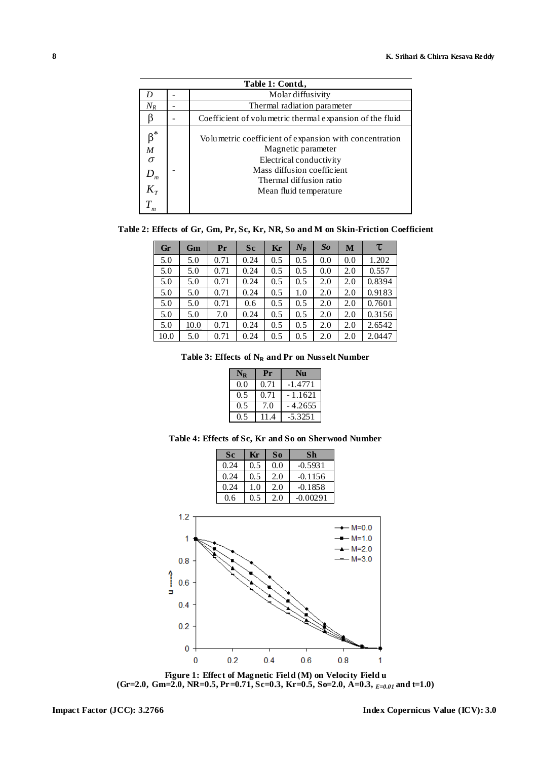**Table 1: Contd.,**

| | | |
|---|---|---|
| $D$ | - | Molar diffusivity |
| $N_R$ | - | Thermal radiation parameter |
| $\beta$ | - | Coefficient of volumetric thermal expansion of the fluid |
| $\beta^*$ | - | Volumetric coefficient of expansion with concentration |
| $M$ | | Magnetic parameter |
| $\sigma$ | | Electrical conductivity |
| $D_m$ | | Mass diffusion coefficient |
| $K_T$ | | Thermal diffusion ratio |
| $T_m$ | | Mean fluid temperature |

**Table 2: Effects of Gr, Gm, Pr, Sc, Kr, NR, So and M on Skin-Friction Coefficient**

| Gr | Gm | Pr | Sc | Kr | $N_R$ | *So* | M | $\tau$ |
|---|---|---|---|---|---|---|---|---|
| 5.0 | 5.0 | 0.71 | 0.24 | 0.5 | 0.5 | 0.0 | 0.0 | 1.202 |
| 5.0 | 5.0 | 0.71 | 0.24 | 0.5 | 0.5 | 0.0 | 2.0 | 0.557 |
| 5.0 | 5.0 | 0.71 | 0.24 | 0.5 | 0.5 | 2.0 | 2.0 | 0.8394 |
| 5.0 | 5.0 | 0.71 | 0.24 | 0.5 | 1.0 | 2.0 | 2.0 | 0.9183 |
| 5.0 | 5.0 | 0.71 | 0.6 | 0.5 | 0.5 | 2.0 | 2.0 | 0.7601 |
| 5.0 | 5.0 | 7.0 | 0.24 | 0.5 | 0.5 | 2.0 | 2.0 | 0.3156 |
| 5.0 | 10.0 | 0.71 | 0.24 | 0.5 | 0.5 | 2.0 | 2.0 | 2.6542 |
| 10.0 | 5.0 | 0.71 | 0.24 | 0.5 | 0.5 | 2.0 | 2.0 | 2.0447 |

**Table 3: Effects of $N_R$ and Pr on Nusselt Number**

| $N_R$ | Pr | Nu |
|---|---|---|
| 0.0 | 0.71 | -1.4771 |
| 0.5 | 0.71 | - 1.1621 |
| 0.5 | 7.0 | - 4.2655 |
| 0.5 | 11.4 | -5.3251 |

**Table 4: Effects of Sc, Kr and So on Sherwood Number**

| Sc | Kr | So | Sh |
|---|---|---|---|
| 0.24 | 0.5 | 0.0 | -0.5931 |
| 0.24 | 0.5 | 2.0 | -0.1156 |
| 0.24 | 1.0 | 2.0 | -0.1858 |
| 0.6 | 0.5 | 2.0 | -0.00291 |

**Figure 1: Effect of Magnetic Field (M) on Velocity Field u**
**(Gr=2.0, Gm=2.0, NR=0.5, Pr=0.71, Sc=0.3, Kr=0.5, So=2.0, A=0.3, $_{E=0.01}$ and t=1.0)**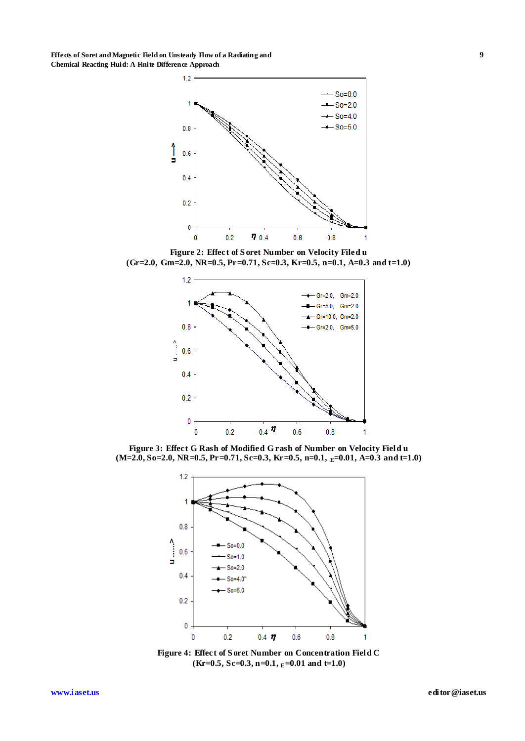Figure 2: Effect of Soret Number on Velocity Filed u
(Gr=2.0, Gm=2.0, NR=0.5, Pr=0.71, Sc=0.3, Kr=0.5, n=0.1, A=0.3 and t=1.0)

Figure 3: Effect G Rash of Modified Grash of Number on Velocity Field u
(M=2.0, So=2.0, NR=0.5, Pr=0.71, Sc=0.3, Kr=0.5, n=0.1, $_E$=0.01, A=0.3 and t=1.0)

Figure 4: Effect of Soret Number on Concentration Field C
(Kr=0.5, Sc=0.3, n=0.1, $_E$=0.01 and t=1.0)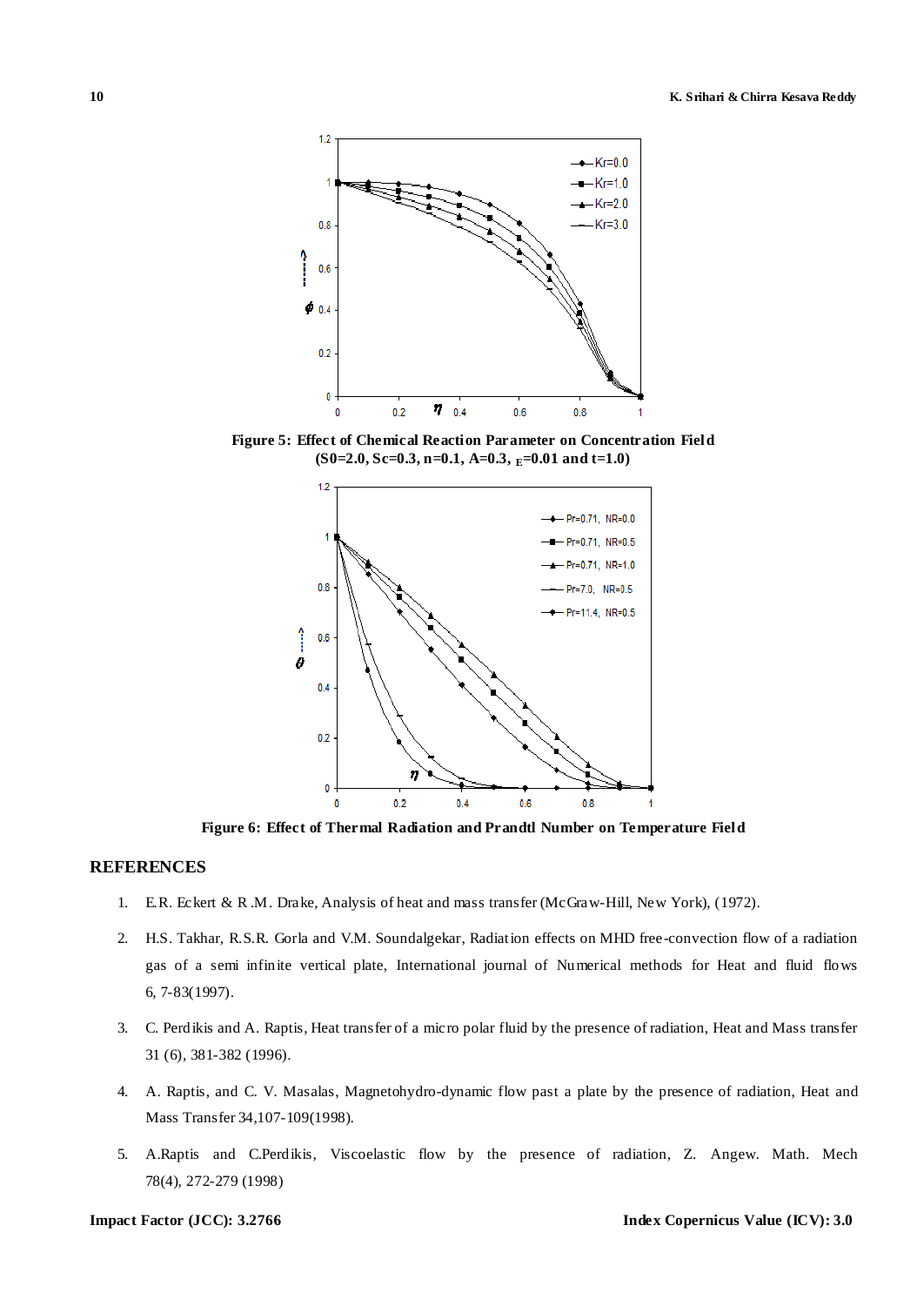**Figure 5: Effect of Chemical Reaction Parameter on Concentration Field (S0=2.0, Sc=0.3, n=0.1, A=0.3, $_E$=0.01 and t=1.0)**

**Figure 6: Effect of Thermal Radiation and Prandtl Number on Temperature Field**

## REFERENCES

1. E.R. Eckert & R.M. Drake, Analysis of heat and mass transfer (McGraw-Hill, New York), (1972).
2. H.S. Takhar, R.S.R. Gorla and V.M. Soundalgekar, Radiation effects on MHD free-convection flow of a radiation gas of a semi infinite vertical plate, International journal of Numerical methods for Heat and fluid flows 6, 7-83(1997).
3. C. Perdikis and A. Raptis, Heat transfer of a micro polar fluid by the presence of radiation, Heat and Mass transfer 31 (6), 381-382 (1996).
4. A. Raptis, and C. V. Masalas, Magnetohydro-dynamic flow past a plate by the presence of radiation, Heat and Mass Transfer 34,107-109(1998).
5. A.Raptis and C.Perdikis, Viscoelastic flow by the presence of radiation, Z. Angew. Math. Mech 78(4), 272-279 (1998)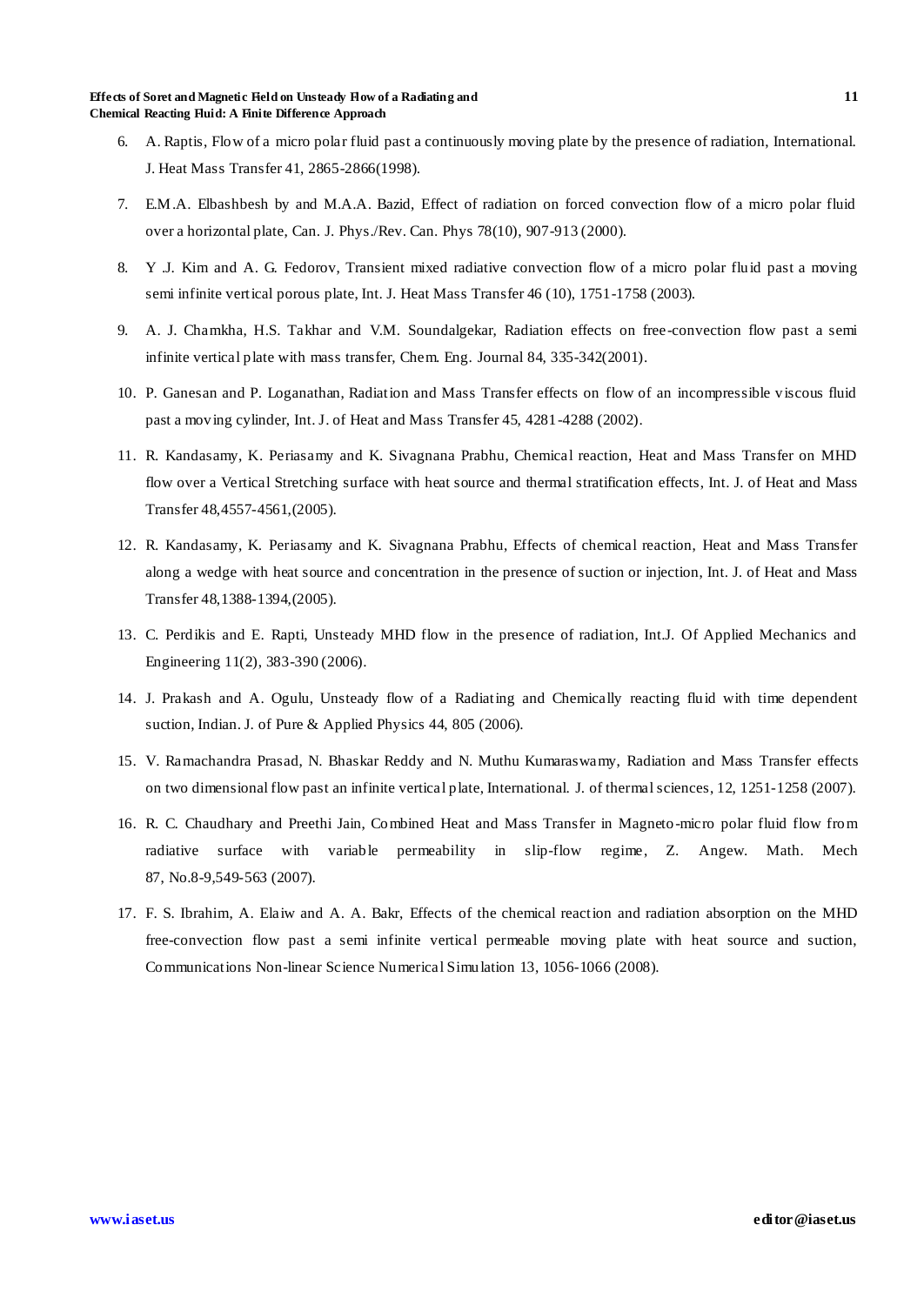6. A. Raptis, Flow of a micro polar fluid past a continuously moving plate by the presence of radiation, International. J. Heat Mass Transfer 41, 2865-2866(1998).

7. E.M.A. Elbashbesh by and M.A.A. Bazid, Effect of radiation on forced convection flow of a micro polar fluid over a horizontal plate, Can. J. Phys./Rev. Can. Phys 78(10), 907-913 (2000).

8. Y .J. Kim and A. G. Fedorov, Transient mixed radiative convection flow of a micro polar fluid past a moving semi infinite vertical porous plate, Int. J. Heat Mass Transfer 46 (10), 1751-1758 (2003).

9. A. J. Chamkha, H.S. Takhar and V.M. Soundalgekar, Radiation effects on free-convection flow past a semi infinite vertical plate with mass transfer, Chem. Eng. Journal 84, 335-342(2001).

10. P. Ganesan and P. Loganathan, Radiation and Mass Transfer effects on flow of an incompressible viscous fluid past a moving cylinder, Int. J. of Heat and Mass Transfer 45, 4281-4288 (2002).

11. R. Kandasamy, K. Periasamy and K. Sivagnana Prabhu, Chemical reaction, Heat and Mass Transfer on MHD flow over a Vertical Stretching surface with heat source and thermal stratification effects, Int. J. of Heat and Mass Transfer 48,4557-4561,(2005).

12. R. Kandasamy, K. Periasamy and K. Sivagnana Prabhu, Effects of chemical reaction, Heat and Mass Transfer along a wedge with heat source and concentration in the presence of suction or injection, Int. J. of Heat and Mass Transfer 48,1388-1394,(2005).

13. C. Perdikis and E. Rapti, Unsteady MHD flow in the presence of radiation, Int.J. Of Applied Mechanics and Engineering 11(2), 383-390 (2006).

14. J. Prakash and A. Ogulu, Unsteady flow of a Radiating and Chemically reacting fluid with time dependent suction, Indian. J. of Pure & Applied Physics 44, 805 (2006).

15. V. Ramachandra Prasad, N. Bhaskar Reddy and N. Muthu Kumaraswamy, Radiation and Mass Transfer effects on two dimensional flow past an infinite vertical plate, International. J. of thermal sciences, 12, 1251-1258 (2007).

16. R. C. Chaudhary and Preethi Jain, Combined Heat and Mass Transfer in Magneto-micro polar fluid flow from radiative surface with variable permeability in slip-flow regime, Z. Angew. Math. Mech 87, No.8-9,549-563 (2007).

17. F. S. Ibrahim, A. Elaiw and A. A. Bakr, Effects of the chemical reaction and radiation absorption on the MHD free-convection flow past a semi infinite vertical permeable moving plate with heat source and suction, Communications Non-linear Science Numerical Simulation 13, 1056-1066 (2008).